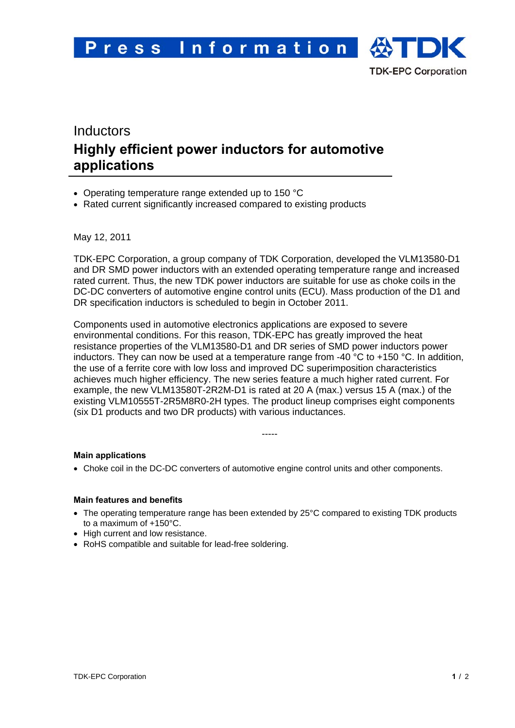Press Information

TDK-EPC Corporation

Inductors

# Highly efficient power inductors for automotive applications

- Operating temperature range extended up to 150 °C
- Rated current significantly increased compared to existing products

May 12, 2011

TDK-EPC Corporation, a group company of TDK Corporation, developed the VLM13580-D1 and DR SMD power inductors with an extended operating temperature range and increased rated current. Thus, the new TDK power inductors are suitable for use as choke coils in the DC-DC converters of automotive engine control units (ECU). Mass production of the D1 and DR specification inductors is scheduled to begin in October 2011.

Components used in automotive electronics applications are exposed to severe environmental conditions. For this reason, TDK-EPC has greatly improved the heat resistance properties of the VLM13580-D1 and DR series of SMD power inductors power inductors. They can now be used at a temperature range from -40 °C to +150 °C. In addition, the use of a ferrite core with low loss and improved DC superimposition characteristics achieves much higher efficiency. The new series feature a much higher rated current. For example, the new VLM13580T-2R2M-D1 is rated at 20 A (max.) versus 15 A (max.) of the existing VLM10555T-2R5M8R0-2H types. The product lineup comprises eight components (six D1 products and two DR products) with various inductances.

-----

**Main applications**

- Choke coil in the DC-DC converters of automotive engine control units and other components.

**Main features and benefits**

- The operating temperature range has been extended by 25°C compared to existing TDK products to a maximum of +150°C.
- High current and low resistance.
- RoHS compatible and suitable for lead-free soldering.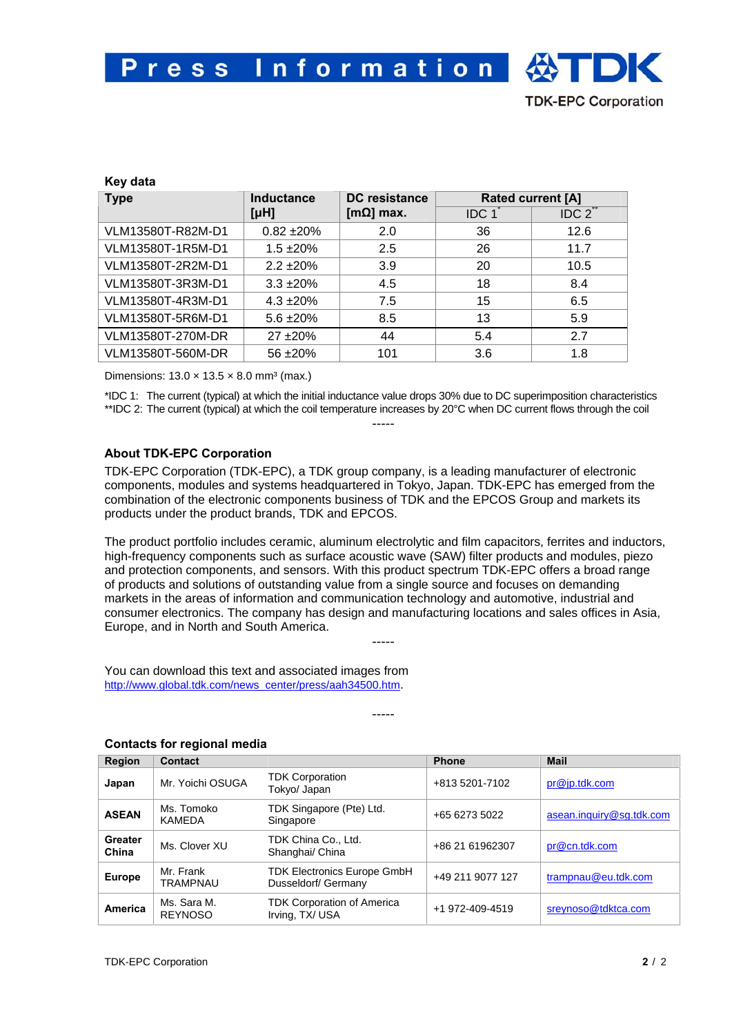**Key data**

| Type | Inductance [µH] | DC resistance [mΩ] max. | Rated current [A] | |
|---|---|---|---|---|
| | | | IDC 1* | IDC 2** |
| VLM13580T-R82M-D1 | 0.82 ±20% | 2.0 | 36 | 12.6 |
| VLM13580T-1R5M-D1 | 1.5 ±20% | 2.5 | 26 | 11.7 |
| VLM13580T-2R2M-D1 | 2.2 ±20% | 3.9 | 20 | 10.5 |
| VLM13580T-3R3M-D1 | 3.3 ±20% | 4.5 | 18 | 8.4 |
| VLM13580T-4R3M-D1 | 4.3 ±20% | 7.5 | 15 | 6.5 |
| VLM13580T-5R6M-D1 | 5.6 ±20% | 8.5 | 13 | 5.9 |
| VLM13580T-270M-DR | 27 ±20% | 44 | 5.4 | 2.7 |
| VLM13580T-560M-DR | 56 ±20% | 101 | 3.6 | 1.8 |

Dimensions: 13.0 × 13.5 × 8.0 mm³ (max.)

*IDC 1: The current (typical) at which the initial inductance value drops 30% due to DC superimposition characteristics
**IDC 2: The current (typical) at which the coil temperature increases by 20°C when DC current flows through the coil

-----

**About TDK-EPC Corporation**

TDK-EPC Corporation (TDK-EPC), a TDK group company, is a leading manufacturer of electronic components, modules and systems headquartered in Tokyo, Japan. TDK-EPC has emerged from the combination of the electronic components business of TDK and the EPCOS Group and markets its products under the product brands, TDK and EPCOS.

The product portfolio includes ceramic, aluminum electrolytic and film capacitors, ferrites and inductors, high-frequency components such as surface acoustic wave (SAW) filter products and modules, piezo and protection components, and sensors. With this product spectrum TDK-EPC offers a broad range of products and solutions of outstanding value from a single source and focuses on demanding markets in the areas of information and communication technology and automotive, industrial and consumer electronics. The company has design and manufacturing locations and sales offices in Asia, Europe, and in North and South America.

-----

You can download this text and associated images from http://www.global.tdk.com/news_center/press/aah34500.htm.

-----

**Contacts for regional media**

| Region | Contact | | Phone | Mail |
|---|---|---|---|---|
| Japan | Mr. Yoichi OSUGA | TDK Corporation Tokyo/ Japan | +813 5201-7102 | pr@jp.tdk.com |
| ASEAN | Ms. Tomoko KAMEDA | TDK Singapore (Pte) Ltd. Singapore | +65 6273 5022 | asean.inquiry@sg.tdk.com |
| Greater China | Ms. Clover XU | TDK China Co., Ltd. Shanghai/ China | +86 21 61962307 | pr@cn.tdk.com |
| Europe | Mr. Frank TRAMPNAU | TDK Electronics Europe GmbH Dusseldorf/ Germany | +49 211 9077 127 | trampnau@eu.tdk.com |
| America | Ms. Sara M. REYNOSO | TDK Corporation of America Irving, TX/ USA | +1 972-409-4519 | sreynoso@tdktca.com |